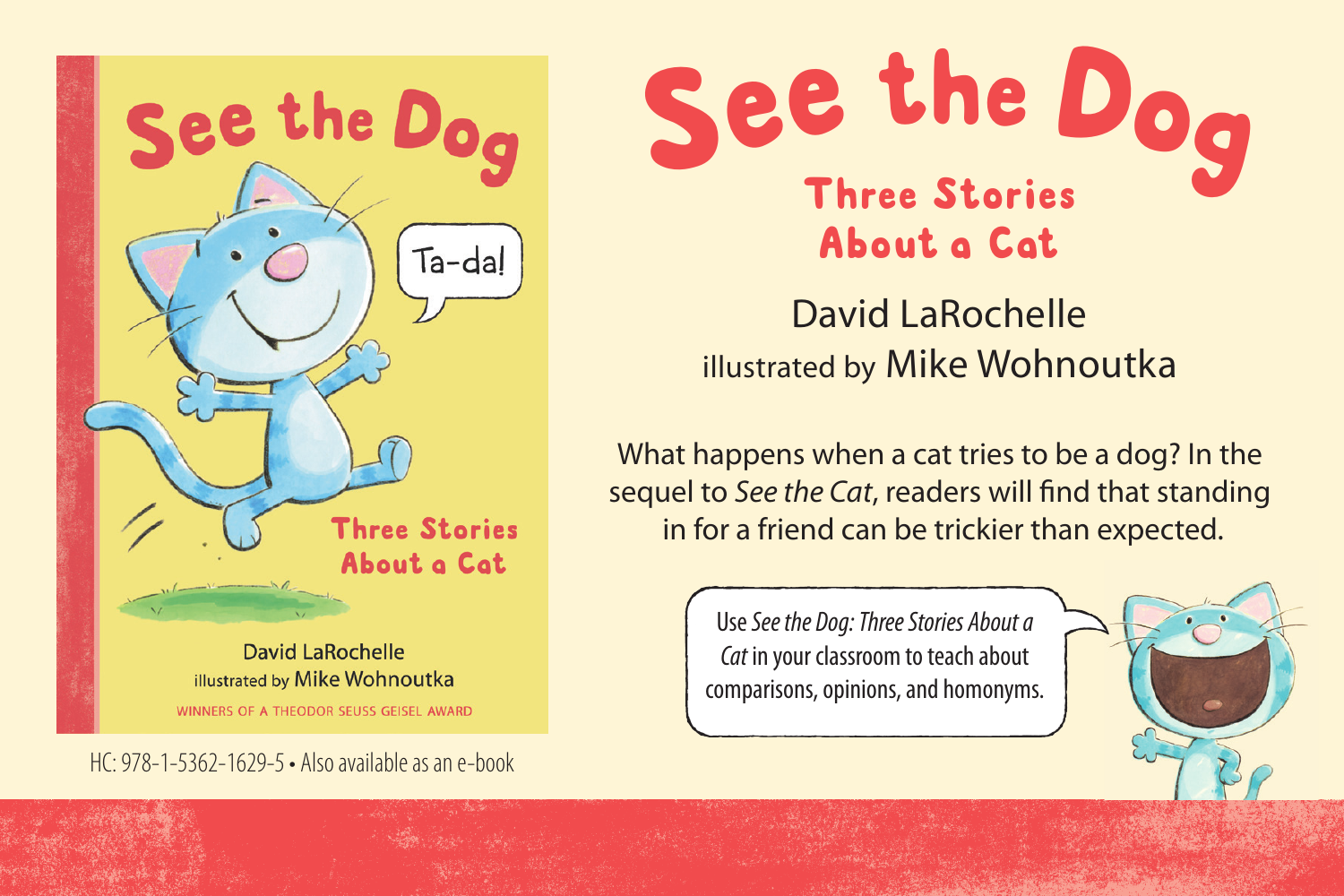# See the Dog

## Three Stories About a Cat

David LaRochelle
illustrated by Mike Wohnoutka

What happens when a cat tries to be a dog? In the sequel to *See the Cat*, readers will find that standing in for a friend can be trickier than expected.

Use *See the Dog: Three Stories About a Cat* in your classroom to teach about comparisons, opinions, and homonyms.

HC: 978-1-5362-1629-5 • Also available as an e-book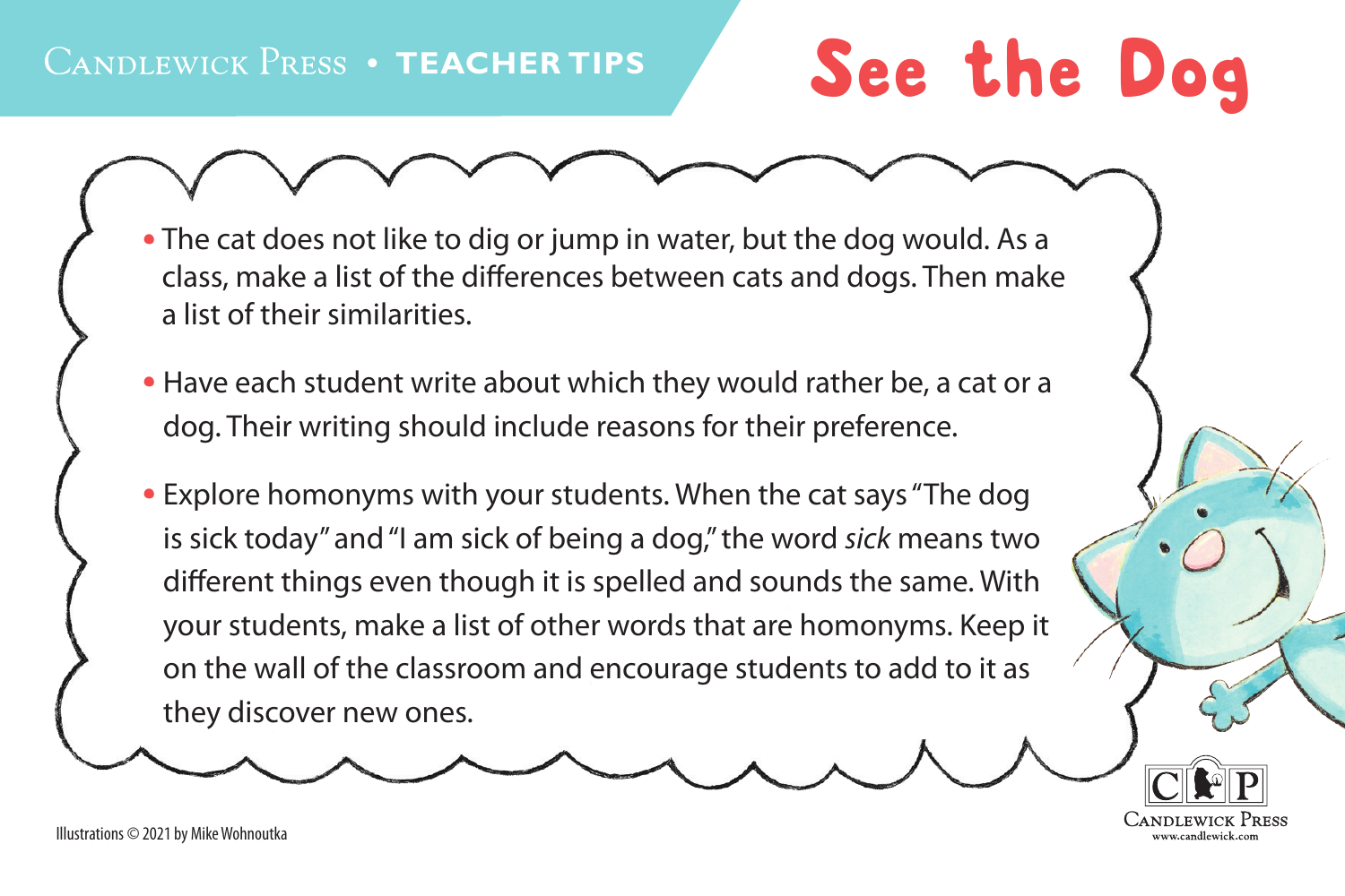# See the Dog

- The cat does not like to dig or jump in water, but the dog would. As a class, make a list of the differences between cats and dogs. Then make a list of their similarities.

- Have each student write about which they would rather be, a cat or a dog. Their writing should include reasons for their preference.

- Explore homonyms with your students. When the cat says "The dog is sick today" and "I am sick of being a dog," the word *sick* means two different things even though it is spelled and sounds the same. With your students, make a list of other words that are homonyms. Keep it on the wall of the classroom and encourage students to add to it as they discover new ones.

Illustrations © 2021 by Mike Wohnoutka